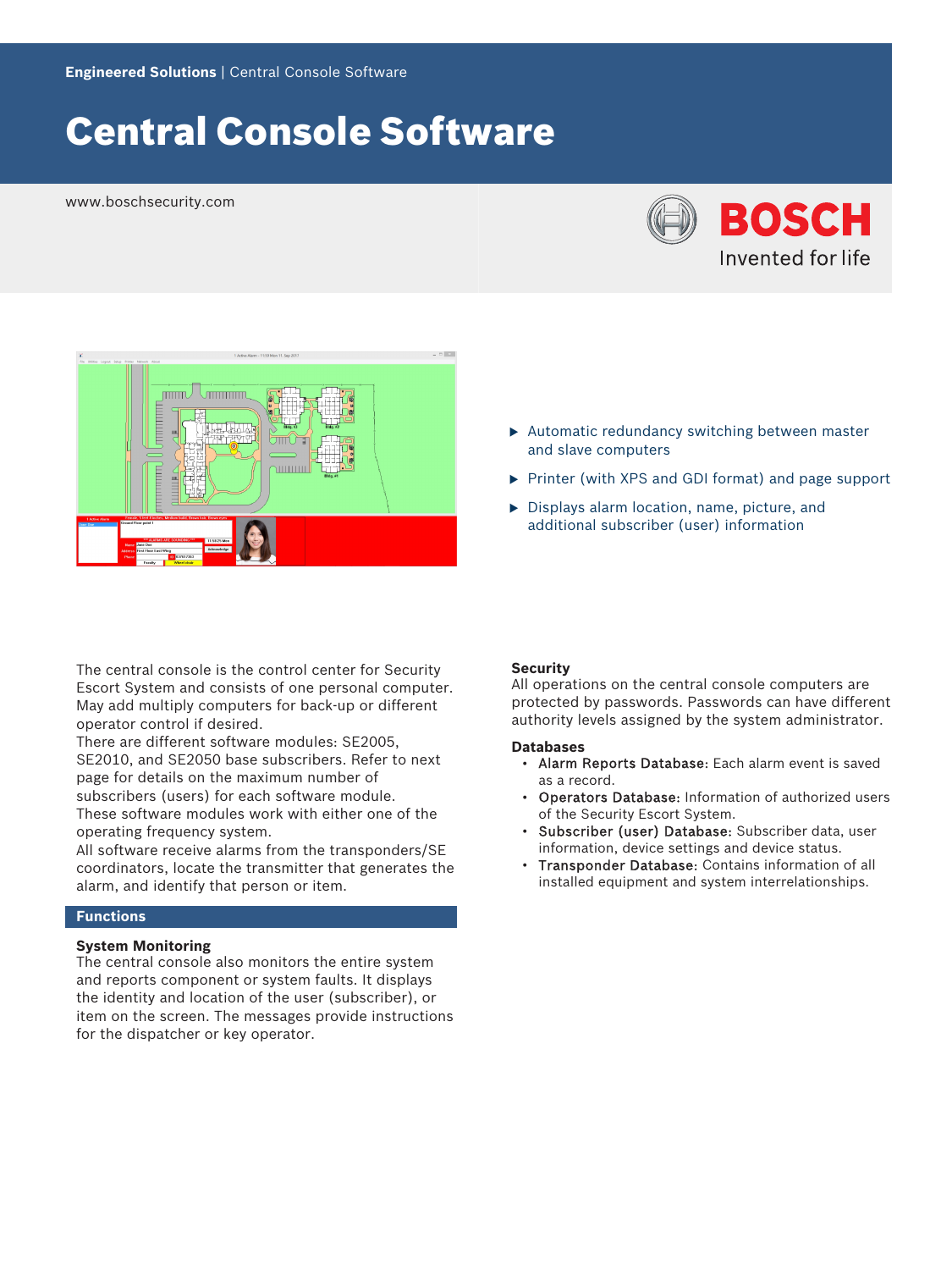Engineered Solutions | Central Console Software

# Central Console Software

www.boschsecurity.com

BOSCH
Invented for life

- ▶ Automatic redundancy switching between master and slave computers
- ▶ Printer (with XPS and GDI format) and page support
- ▶ Displays alarm location, name, picture, and additional subscriber (user) information

The central console is the control center for Security Escort System and consists of one personal computer. May add multiply computers for back-up or different operator control if desired.
There are different software modules: SE2005, SE2010, and SE2050 base subscribers. Refer to next page for details on the maximum number of subscribers (users) for each software module.
These software modules work with either one of the operating frequency system.
All software receive alarms from the transponders/SE coordinators, locate the transmitter that generates the alarm, and identify that person or item.

## Functions

### System Monitoring

The central console also monitors the entire system and reports component or system faults. It displays the identity and location of the user (subscriber), or item on the screen. The messages provide instructions for the dispatcher or key operator.

### Security

All operations on the central console computers are protected by passwords. Passwords can have different authority levels assigned by the system administrator.

### Databases

- **Alarm Reports Database**: Each alarm event is saved as a record.
- **Operators Database**: Information of authorized users of the Security Escort System.
- **Subscriber (user) Database**: Subscriber data, user information, device settings and device status.
- **Transponder Database**: Contains information of all installed equipment and system interrelationships.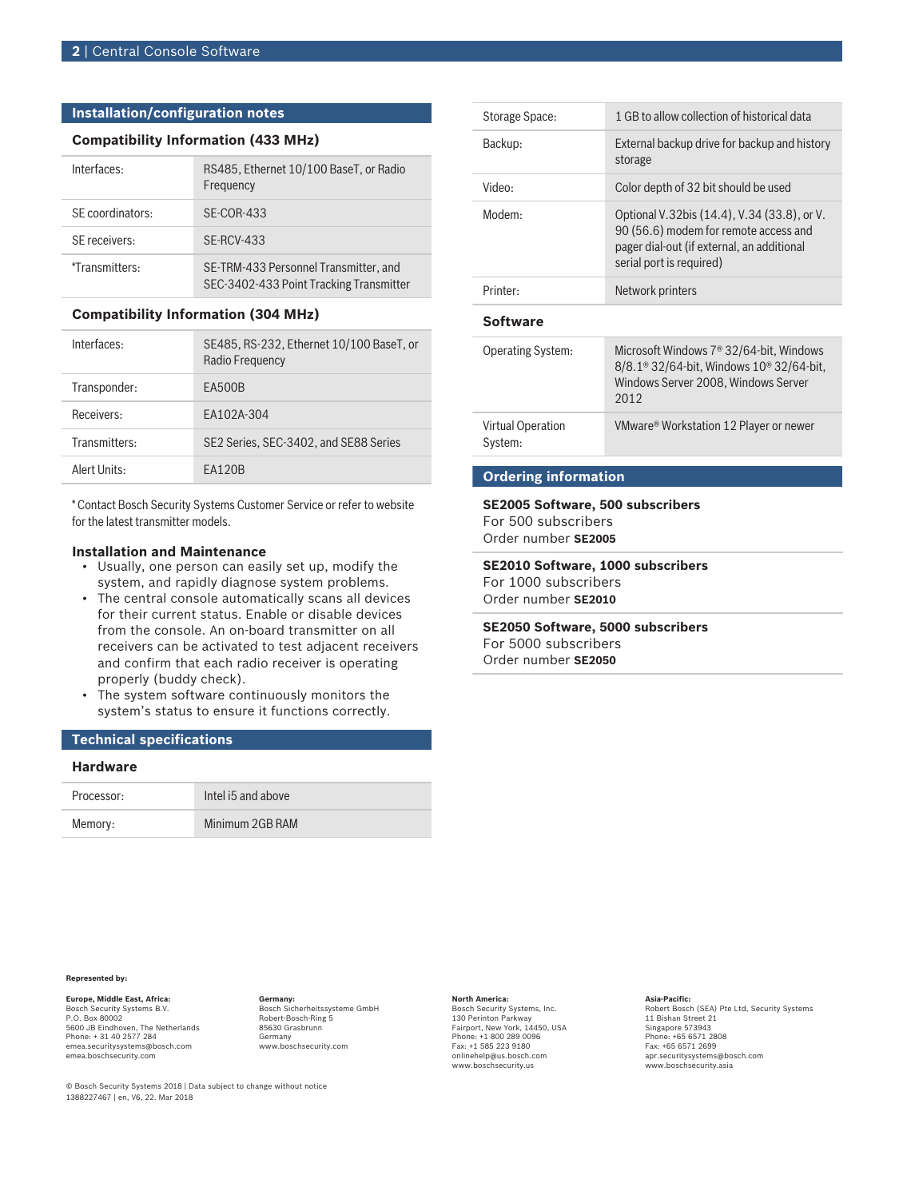## Installation/configuration notes

### Compatibility Information (433 MHz)

| | |
|---|---|
| Interfaces: | RS485, Ethernet 10/100 BaseT, or Radio Frequency |
| SE coordinators: | SE-COR-433 |
| SE receivers: | SE-RCV-433 |
| *Transmitters: | SE-TRM-433 Personnel Transmitter, and SEC-3402-433 Point Tracking Transmitter |

### Compatibility Information (304 MHz)

| | |
|---|---|
| Interfaces: | SE485, RS-232, Ethernet 10/100 BaseT, or Radio Frequency |
| Transponder: | EA500B |
| Receivers: | EA102A-304 |
| Transmitters: | SE2 Series, SEC-3402, and SE88 Series |
| Alert Units: | EA120B |

* Contact Bosch Security Systems Customer Service or refer to website for the latest transmitter models.

### Installation and Maintenance

- Usually, one person can easily set up, modify the system, and rapidly diagnose system problems.
- The central console automatically scans all devices for their current status. Enable or disable devices from the console. An on-board transmitter on all receivers can be activated to test adjacent receivers and confirm that each radio receiver is operating properly (buddy check).
- The system software continuously monitors the system's status to ensure it functions correctly.

## Technical specifications

### Hardware

| | |
|---|---|
| Processor: | Intel i5 and above |
| Memory: | Minimum 2GB RAM |
| Storage Space: | 1 GB to allow collection of historical data |
| Backup: | External backup drive for backup and history storage |
| Video: | Color depth of 32 bit should be used |
| Modem: | Optional V.32bis (14.4), V.34 (33.8), or V. 90 (56.6) modem for remote access and pager dial-out (if external, an additional serial port is required) |
| Printer: | Network printers |

### Software

| | |
|---|---|
| Operating System: | Microsoft Windows 7® 32/64-bit, Windows 8/8.1® 32/64-bit, Windows 10® 32/64-bit, Windows Server 2008, Windows Server 2012 |
| Virtual Operation System: | VMware® Workstation 12 Player or newer |

## Ordering information

**SE2005 Software, 500 subscribers**
For 500 subscribers
Order number **SE2005**

**SE2010 Software, 1000 subscribers**
For 1000 subscribers
Order number **SE2010**

**SE2050 Software, 5000 subscribers**
For 5000 subscribers
Order number **SE2050**

**Represented by:**

**Europe, Middle East, Africa:**
Bosch Security Systems B.V.
P.O. Box 80002
5600 JB Eindhoven, The Netherlands
Phone: + 31 40 2577 284
emea.securitysystems@bosch.com
emea.boschsecurity.com

**Germany:**
Bosch Sicherheitssysteme GmbH
Robert-Bosch-Ring 5
85630 Grasbrunn
Germany
www.boschsecurity.com

**North America:**
Bosch Security Systems, Inc.
130 Perinton Parkway
Fairport, New York, 14450, USA
Phone: +1 800 289 0096
Fax: +1 585 223 9180
onlinehelp@us.bosch.com
www.boschsecurity.us

**Asia-Pacific:**
Robert Bosch (SEA) Pte Ltd, Security Systems
11 Bishan Street 21
Singapore 573943
Phone: +65 6571 2808
Fax: +65 6571 2699
apr.securitysystems@bosch.com
www.boschsecurity.asia

© Bosch Security Systems 2018 | Data subject to change without notice
1388227467 | en, V6, 22. Mar 2018